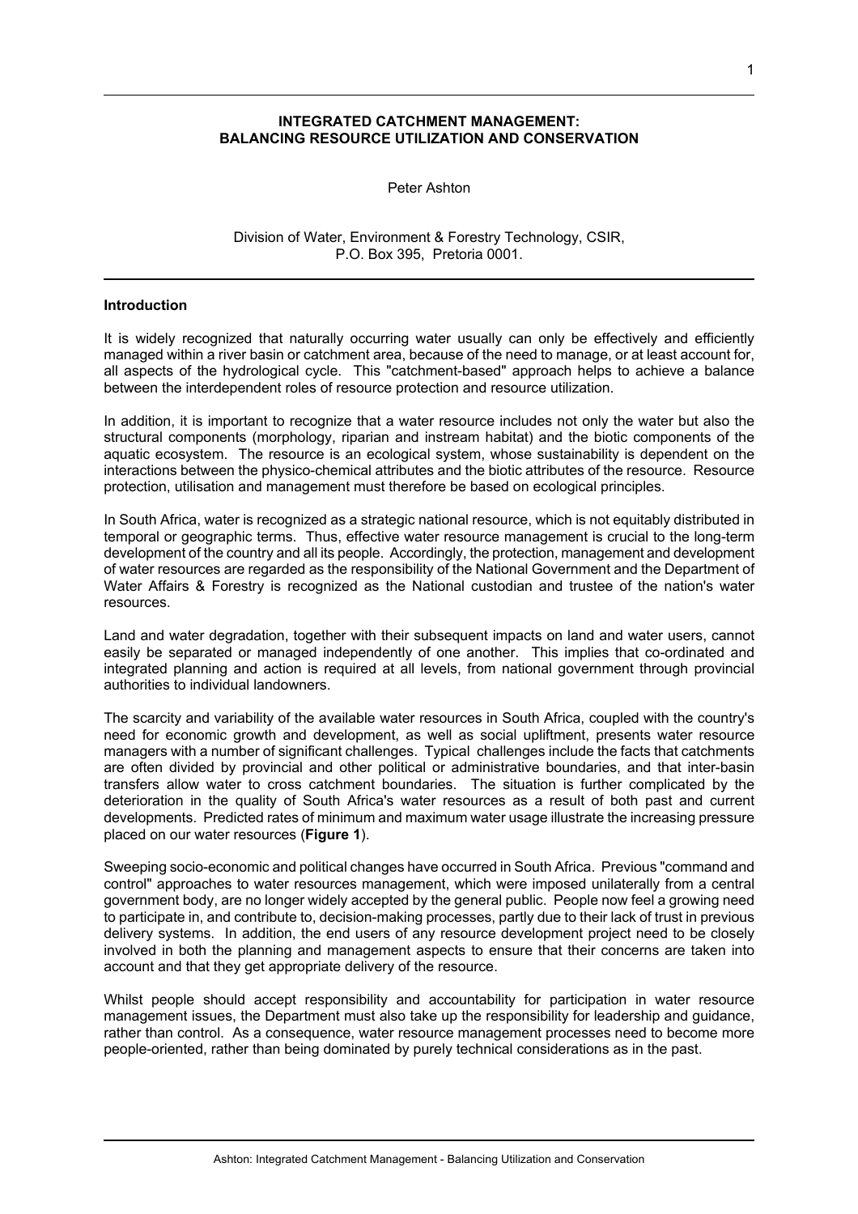# INTEGRATED CATCHMENT MANAGEMENT: BALANCING RESOURCE UTILIZATION AND CONSERVATION

Peter Ashton

Division of Water, Environment & Forestry Technology, CSIR,
P.O. Box 395, Pretoria 0001.

## Introduction

It is widely recognized that naturally occurring water usually can only be effectively and efficiently managed within a river basin or catchment area, because of the need to manage, or at least account for, all aspects of the hydrological cycle. This "catchment-based" approach helps to achieve a balance between the interdependent roles of resource protection and resource utilization.

In addition, it is important to recognize that a water resource includes not only the water but also the structural components (morphology, riparian and instream habitat) and the biotic components of the aquatic ecosystem. The resource is an ecological system, whose sustainability is dependent on the interactions between the physico-chemical attributes and the biotic attributes of the resource. Resource protection, utilisation and management must therefore be based on ecological principles.

In South Africa, water is recognized as a strategic national resource, which is not equitably distributed in temporal or geographic terms. Thus, effective water resource management is crucial to the long-term development of the country and all its people. Accordingly, the protection, management and development of water resources are regarded as the responsibility of the National Government and the Department of Water Affairs & Forestry is recognized as the National custodian and trustee of the nation's water resources.

Land and water degradation, together with their subsequent impacts on land and water users, cannot easily be separated or managed independently of one another. This implies that co-ordinated and integrated planning and action is required at all levels, from national government through provincial authorities to individual landowners.

The scarcity and variability of the available water resources in South Africa, coupled with the country's need for economic growth and development, as well as social upliftment, presents water resource managers with a number of significant challenges. Typical challenges include the facts that catchments are often divided by provincial and other political or administrative boundaries, and that inter-basin transfers allow water to cross catchment boundaries. The situation is further complicated by the deterioration in the quality of South Africa's water resources as a result of both past and current developments. Predicted rates of minimum and maximum water usage illustrate the increasing pressure placed on our water resources (**Figure 1**).

Sweeping socio-economic and political changes have occurred in South Africa. Previous "command and control" approaches to water resources management, which were imposed unilaterally from a central government body, are no longer widely accepted by the general public. People now feel a growing need to participate in, and contribute to, decision-making processes, partly due to their lack of trust in previous delivery systems. In addition, the end users of any resource development project need to be closely involved in both the planning and management aspects to ensure that their concerns are taken into account and that they get appropriate delivery of the resource.

Whilst people should accept responsibility and accountability for participation in water resource management issues, the Department must also take up the responsibility for leadership and guidance, rather than control. As a consequence, water resource management processes need to become more people-oriented, rather than being dominated by purely technical considerations as in the past.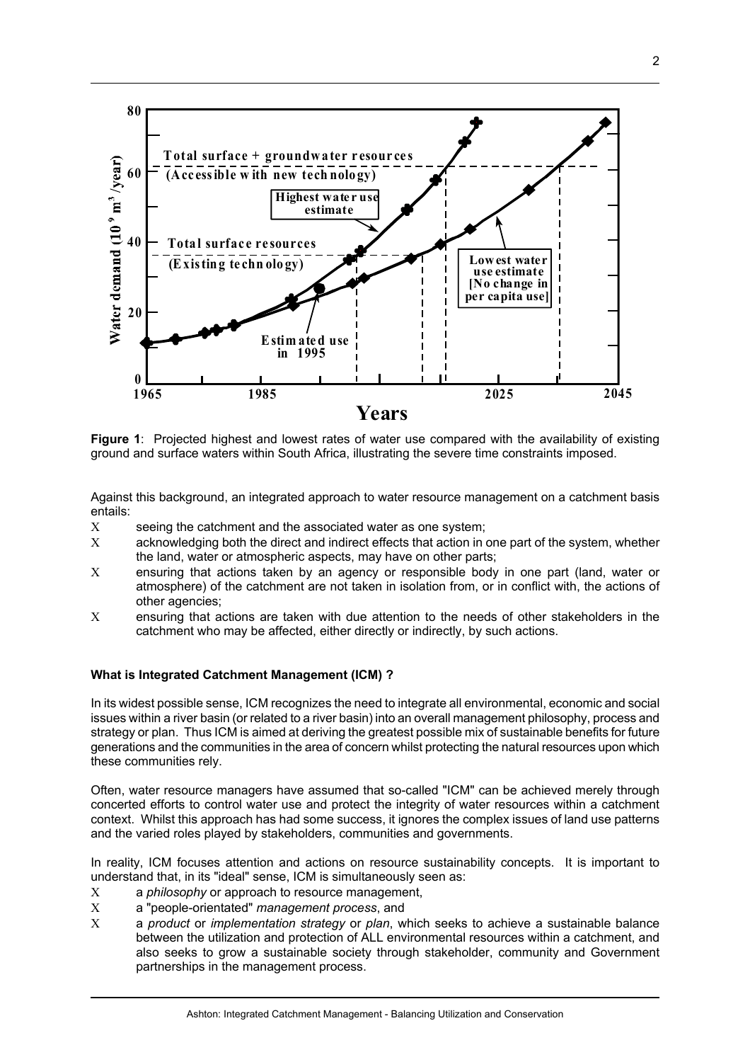**Figure 1**: Projected highest and lowest rates of water use compared with the availability of existing ground and surface waters within South Africa, illustrating the severe time constraints imposed.

Against this background, an integrated approach to water resource management on a catchment basis entails:

- seeing the catchment and the associated water as one system;
- acknowledging both the direct and indirect effects that action in one part of the system, whether the land, water or atmospheric aspects, may have on other parts;
- ensuring that actions taken by an agency or responsible body in one part (land, water or atmosphere) of the catchment are not taken in isolation from, or in conflict with, the actions of other agencies;
- ensuring that actions are taken with due attention to the needs of other stakeholders in the catchment who may be affected, either directly or indirectly, by such actions.

**What is Integrated Catchment Management (ICM) ?**

In its widest possible sense, ICM recognizes the need to integrate all environmental, economic and social issues within a river basin (or related to a river basin) into an overall management philosophy, process and strategy or plan. Thus ICM is aimed at deriving the greatest possible mix of sustainable benefits for future generations and the communities in the area of concern whilst protecting the natural resources upon which these communities rely.

Often, water resource managers have assumed that so-called "ICM" can be achieved merely through concerted efforts to control water use and protect the integrity of water resources within a catchment context. Whilst this approach has had some success, it ignores the complex issues of land use patterns and the varied roles played by stakeholders, communities and governments.

In reality, ICM focuses attention and actions on resource sustainability concepts. It is important to understand that, in its "ideal" sense, ICM is simultaneously seen as:

- a *philosophy* or approach to resource management,
- a "people-orientated" *management process*, and
- a *product* or *implementation strategy* or *plan*, which seeks to achieve a sustainable balance between the utilization and protection of ALL environmental resources within a catchment, and also seeks to grow a sustainable society through stakeholder, community and Government partnerships in the management process.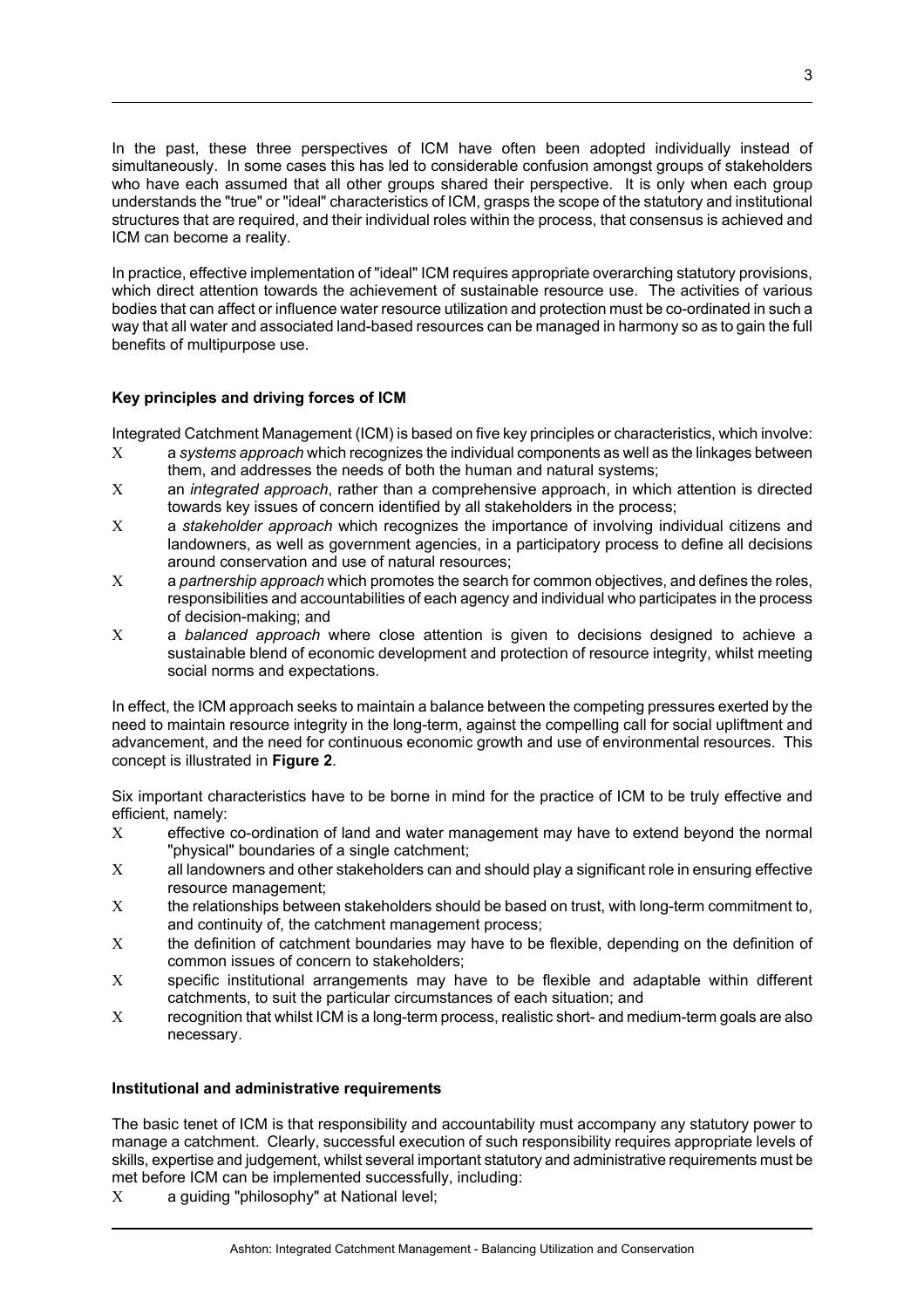In the past, these three perspectives of ICM have often been adopted individually instead of simultaneously. In some cases this has led to considerable confusion amongst groups of stakeholders who have each assumed that all other groups shared their perspective. It is only when each group understands the "true" or "ideal" characteristics of ICM, grasps the scope of the statutory and institutional structures that are required, and their individual roles within the process, that consensus is achieved and ICM can become a reality.

In practice, effective implementation of "ideal" ICM requires appropriate overarching statutory provisions, which direct attention towards the achievement of sustainable resource use. The activities of various bodies that can affect or influence water resource utilization and protection must be co-ordinated in such a way that all water and associated land-based resources can be managed in harmony so as to gain the full benefits of multipurpose use.

**Key principles and driving forces of ICM**

Integrated Catchment Management (ICM) is based on five key principles or characteristics, which involve:

- a *systems approach* which recognizes the individual components as well as the linkages between them, and addresses the needs of both the human and natural systems;
- an *integrated approach*, rather than a comprehensive approach, in which attention is directed towards key issues of concern identified by all stakeholders in the process;
- a *stakeholder approach* which recognizes the importance of involving individual citizens and landowners, as well as government agencies, in a participatory process to define all decisions around conservation and use of natural resources;
- a *partnership approach* which promotes the search for common objectives, and defines the roles, responsibilities and accountabilities of each agency and individual who participates in the process of decision-making; and
- a *balanced approach* where close attention is given to decisions designed to achieve a sustainable blend of economic development and protection of resource integrity, whilst meeting social norms and expectations.

In effect, the ICM approach seeks to maintain a balance between the competing pressures exerted by the need to maintain resource integrity in the long-term, against the compelling call for social upliftment and advancement, and the need for continuous economic growth and use of environmental resources. This concept is illustrated in **Figure 2**.

Six important characteristics have to be borne in mind for the practice of ICM to be truly effective and efficient, namely:

- effective co-ordination of land and water management may have to extend beyond the normal "physical" boundaries of a single catchment;
- all landowners and other stakeholders can and should play a significant role in ensuring effective resource management;
- the relationships between stakeholders should be based on trust, with long-term commitment to, and continuity of, the catchment management process;
- the definition of catchment boundaries may have to be flexible, depending on the definition of common issues of concern to stakeholders;
- specific institutional arrangements may have to be flexible and adaptable within different catchments, to suit the particular circumstances of each situation; and
- recognition that whilst ICM is a long-term process, realistic short- and medium-term goals are also necessary.

**Institutional and administrative requirements**

The basic tenet of ICM is that responsibility and accountability must accompany any statutory power to manage a catchment. Clearly, successful execution of such responsibility requires appropriate levels of skills, expertise and judgement, whilst several important statutory and administrative requirements must be met before ICM can be implemented successfully, including:

- a guiding "philosophy" at National level;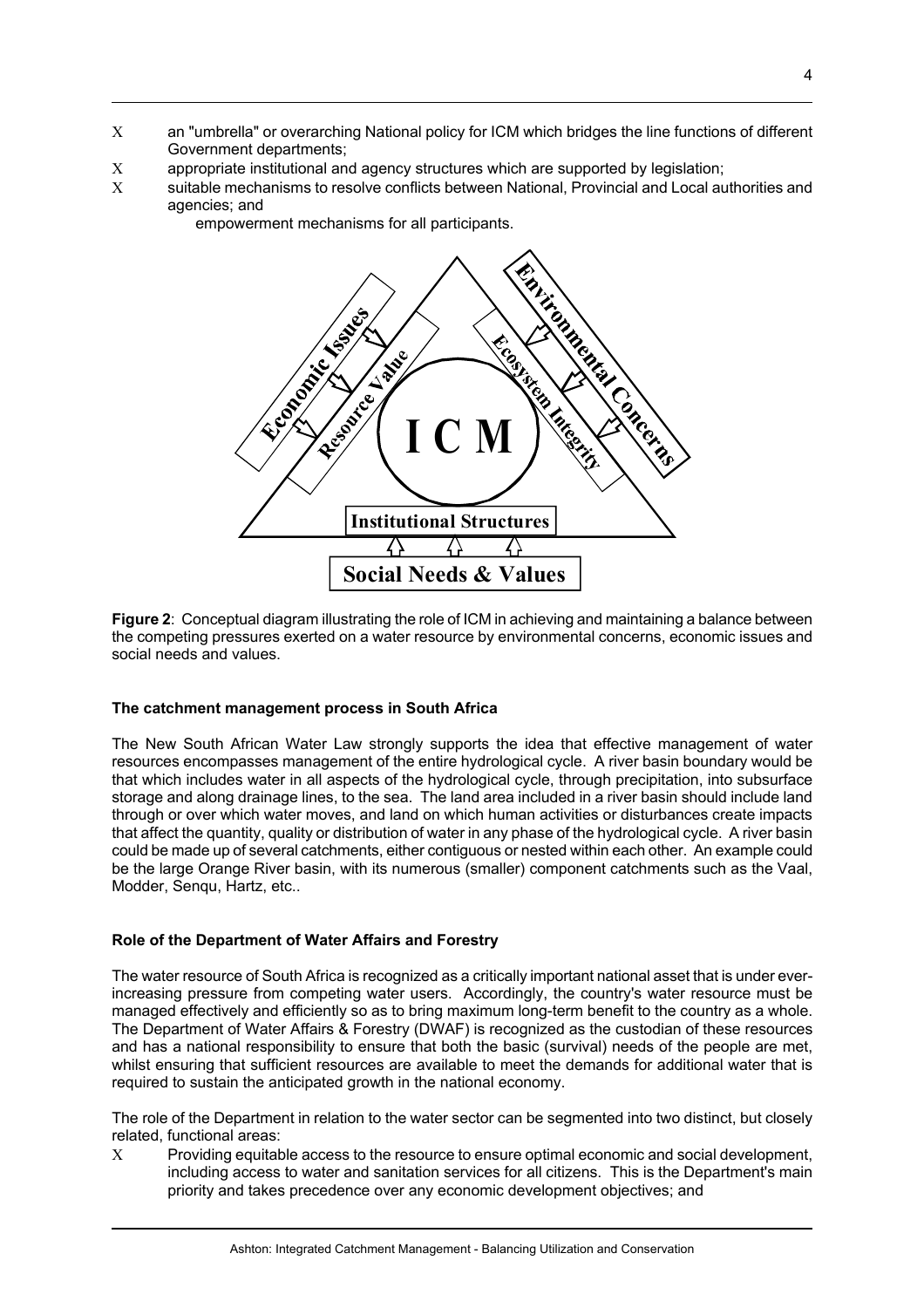- an "umbrella" or overarching National policy for ICM which bridges the line functions of different Government departments;
- appropriate institutional and agency structures which are supported by legislation;
- suitable mechanisms to resolve conflicts between National, Provincial and Local authorities and agencies; and
- empowerment mechanisms for all participants.

**Figure 2**: Conceptual diagram illustrating the role of ICM in achieving and maintaining a balance between the competing pressures exerted on a water resource by environmental concerns, economic issues and social needs and values.

**The catchment management process in South Africa**

The New South African Water Law strongly supports the idea that effective management of water resources encompasses management of the entire hydrological cycle. A river basin boundary would be that which includes water in all aspects of the hydrological cycle, through precipitation, into subsurface storage and along drainage lines, to the sea. The land area included in a river basin should include land through or over which water moves, and land on which human activities or disturbances create impacts that affect the quantity, quality or distribution of water in any phase of the hydrological cycle. A river basin could be made up of several catchments, either contiguous or nested within each other. An example could be the large Orange River basin, with its numerous (smaller) component catchments such as the Vaal, Modder, Senqu, Hartz, etc..

**Role of the Department of Water Affairs and Forestry**

The water resource of South Africa is recognized as a critically important national asset that is under ever-increasing pressure from competing water users. Accordingly, the country's water resource must be managed effectively and efficiently so as to bring maximum long-term benefit to the country as a whole. The Department of Water Affairs & Forestry (DWAF) is recognized as the custodian of these resources and has a national responsibility to ensure that both the basic (survival) needs of the people are met, whilst ensuring that sufficient resources are available to meet the demands for additional water that is required to sustain the anticipated growth in the national economy.

The role of the Department in relation to the water sector can be segmented into two distinct, but closely related, functional areas:

- Providing equitable access to the resource to ensure optimal economic and social development, including access to water and sanitation services for all citizens. This is the Department's main priority and takes precedence over any economic development objectives; and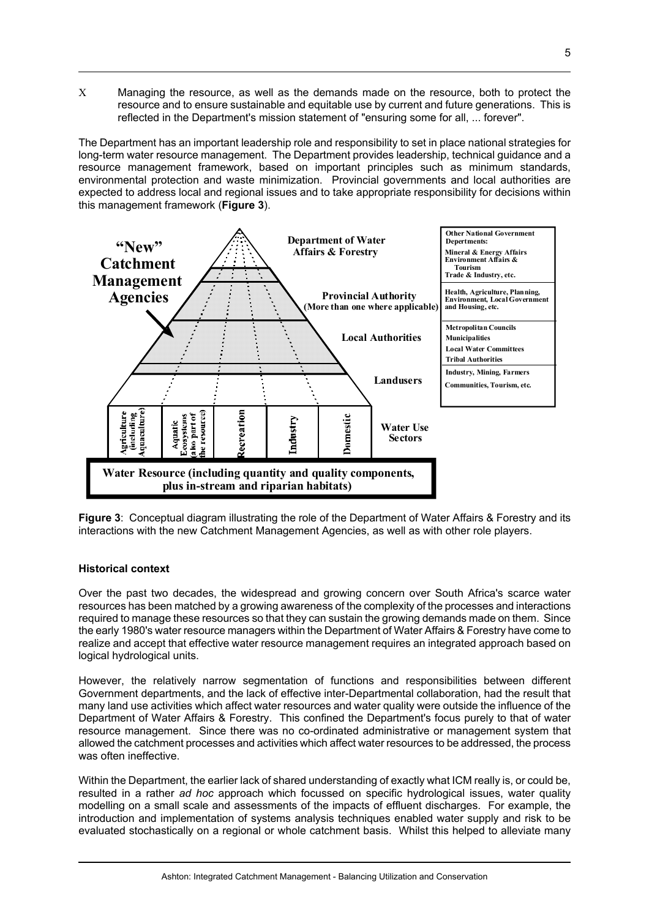- Managing the resource, as well as the demands made on the resource, both to protect the resource and to ensure sustainable and equitable use by current and future generations. This is reflected in the Department's mission statement of "ensuring some for all, ... forever".

The Department has an important leadership role and responsibility to set in place national strategies for long-term water resource management. The Department provides leadership, technical guidance and a resource management framework, based on important principles such as minimum standards, environmental protection and waste minimization. Provincial governments and local authorities are expected to address local and regional issues and to take appropriate responsibility for decisions within this management framework (**Figure 3**).

**Figure 3**: Conceptual diagram illustrating the role of the Department of Water Affairs & Forestry and its interactions with the new Catchment Management Agencies, as well as with other role players.

### Historical context

Over the past two decades, the widespread and growing concern over South Africa's scarce water resources has been matched by a growing awareness of the complexity of the processes and interactions required to manage these resources so that they can sustain the growing demands made on them. Since the early 1980's water resource managers within the Department of Water Affairs & Forestry have come to realize and accept that effective water resource management requires an integrated approach based on logical hydrological units.

However, the relatively narrow segmentation of functions and responsibilities between different Government departments, and the lack of effective inter-Departmental collaboration, had the result that many land use activities which affect water resources and water quality were outside the influence of the Department of Water Affairs & Forestry. This confined the Department's focus purely to that of water resource management. Since there was no co-ordinated administrative or management system that allowed the catchment processes and activities which affect water resources to be addressed, the process was often ineffective.

Within the Department, the earlier lack of shared understanding of exactly what ICM really is, or could be, resulted in a rather *ad hoc* approach which focussed on specific hydrological issues, water quality modelling on a small scale and assessments of the impacts of effluent discharges. For example, the introduction and implementation of systems analysis techniques enabled water supply and risk to be evaluated stochastically on a regional or whole catchment basis. Whilst this helped to alleviate many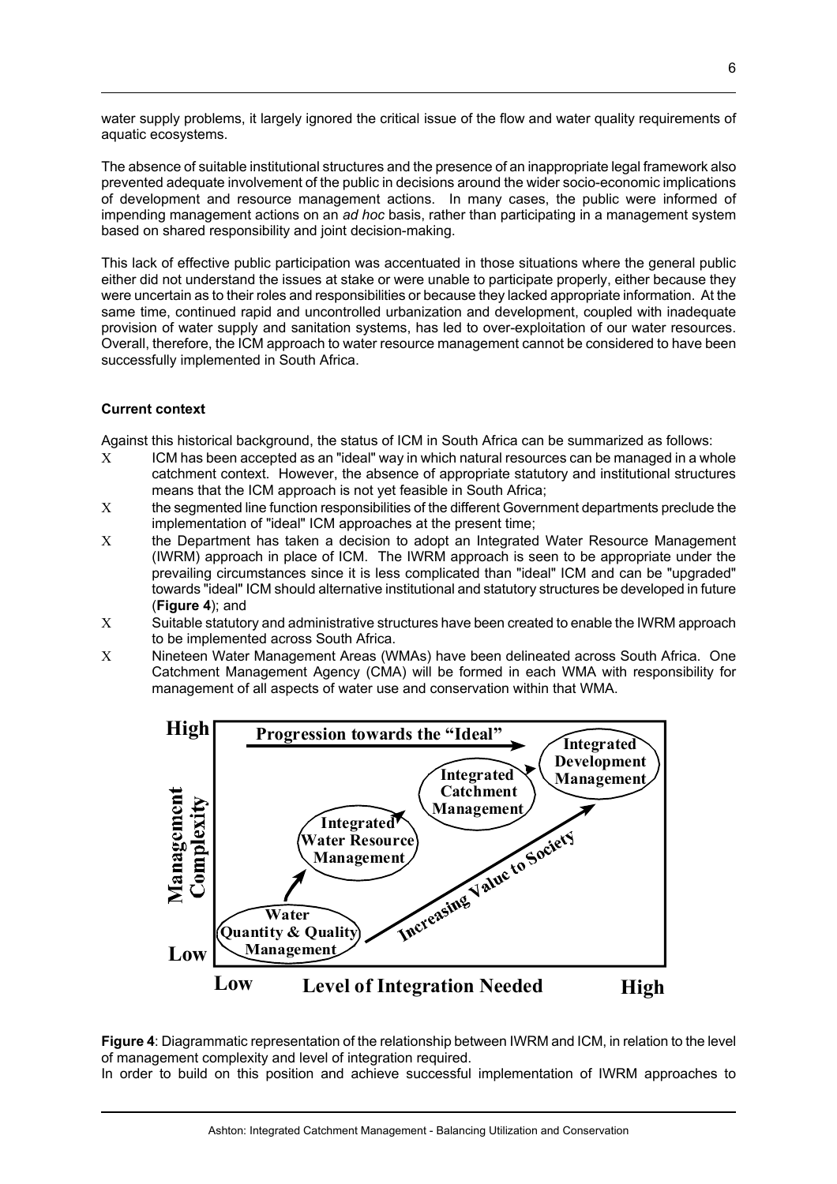water supply problems, it largely ignored the critical issue of the flow and water quality requirements of aquatic ecosystems.

The absence of suitable institutional structures and the presence of an inappropriate legal framework also prevented adequate involvement of the public in decisions around the wider socio-economic implications of development and resource management actions. In many cases, the public were informed of impending management actions on an *ad hoc* basis, rather than participating in a management system based on shared responsibility and joint decision-making.

This lack of effective public participation was accentuated in those situations where the general public either did not understand the issues at stake or were unable to participate properly, either because they were uncertain as to their roles and responsibilities or because they lacked appropriate information. At the same time, continued rapid and uncontrolled urbanization and development, coupled with inadequate provision of water supply and sanitation systems, has led to over-exploitation of our water resources. Overall, therefore, the ICM approach to water resource management cannot be considered to have been successfully implemented in South Africa.

**Current context**

Against this historical background, the status of ICM in South Africa can be summarized as follows:

- ICM has been accepted as an "ideal" way in which natural resources can be managed in a whole catchment context. However, the absence of appropriate statutory and institutional structures means that the ICM approach is not yet feasible in South Africa;
- the segmented line function responsibilities of the different Government departments preclude the implementation of "ideal" ICM approaches at the present time;
- the Department has taken a decision to adopt an Integrated Water Resource Management (IWRM) approach in place of ICM. The IWRM approach is seen to be appropriate under the prevailing circumstances since it is less complicated than "ideal" ICM and can be "upgraded" towards "ideal" ICM should alternative institutional and statutory structures be developed in future (**Figure 4**); and
- Suitable statutory and administrative structures have been created to enable the IWRM approach to be implemented across South Africa.
- Nineteen Water Management Areas (WMAs) have been delineated across South Africa. One Catchment Management Agency (CMA) will be formed in each WMA with responsibility for management of all aspects of water use and conservation within that WMA.

**Figure 4**: Diagrammatic representation of the relationship between IWRM and ICM, in relation to the level of management complexity and level of integration required.

In order to build on this position and achieve successful implementation of IWRM approaches to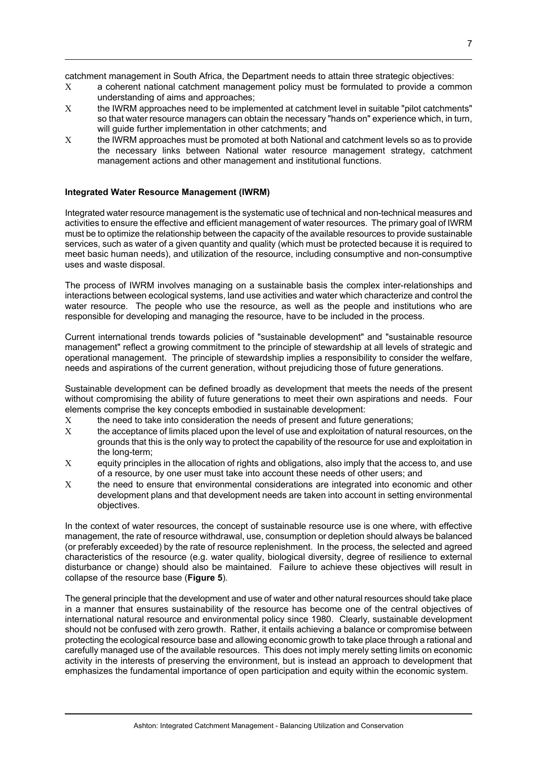catchment management in South Africa, the Department needs to attain three strategic objectives:

- a coherent national catchment management policy must be formulated to provide a common understanding of aims and approaches;
- the IWRM approaches need to be implemented at catchment level in suitable "pilot catchments" so that water resource managers can obtain the necessary "hands on" experience which, in turn, will guide further implementation in other catchments; and
- the IWRM approaches must be promoted at both National and catchment levels so as to provide the necessary links between National water resource management strategy, catchment management actions and other management and institutional functions.

**Integrated Water Resource Management (IWRM)**

Integrated water resource management is the systematic use of technical and non-technical measures and activities to ensure the effective and efficient management of water resources. The primary goal of IWRM must be to optimize the relationship between the capacity of the available resources to provide sustainable services, such as water of a given quantity and quality (which must be protected because it is required to meet basic human needs), and utilization of the resource, including consumptive and non-consumptive uses and waste disposal.

The process of IWRM involves managing on a sustainable basis the complex inter-relationships and interactions between ecological systems, land use activities and water which characterize and control the water resource. The people who use the resource, as well as the people and institutions who are responsible for developing and managing the resource, have to be included in the process.

Current international trends towards policies of "sustainable development" and "sustainable resource management" reflect a growing commitment to the principle of stewardship at all levels of strategic and operational management. The principle of stewardship implies a responsibility to consider the welfare, needs and aspirations of the current generation, without prejudicing those of future generations.

Sustainable development can be defined broadly as development that meets the needs of the present without compromising the ability of future generations to meet their own aspirations and needs. Four elements comprise the key concepts embodied in sustainable development:

- the need to take into consideration the needs of present and future generations;
- the acceptance of limits placed upon the level of use and exploitation of natural resources, on the grounds that this is the only way to protect the capability of the resource for use and exploitation in the long-term;
- equity principles in the allocation of rights and obligations, also imply that the access to, and use of a resource, by one user must take into account these needs of other users; and
- the need to ensure that environmental considerations are integrated into economic and other development plans and that development needs are taken into account in setting environmental objectives.

In the context of water resources, the concept of sustainable resource use is one where, with effective management, the rate of resource withdrawal, use, consumption or depletion should always be balanced (or preferably exceeded) by the rate of resource replenishment. In the process, the selected and agreed characteristics of the resource (e.g. water quality, biological diversity, degree of resilience to external disturbance or change) should also be maintained. Failure to achieve these objectives will result in collapse of the resource base (**Figure 5**).

The general principle that the development and use of water and other natural resources should take place in a manner that ensures sustainability of the resource has become one of the central objectives of international natural resource and environmental policy since 1980. Clearly, sustainable development should not be confused with zero growth. Rather, it entails achieving a balance or compromise between protecting the ecological resource base and allowing economic growth to take place through a rational and carefully managed use of the available resources. This does not imply merely setting limits on economic activity in the interests of preserving the environment, but is instead an approach to development that emphasizes the fundamental importance of open participation and equity within the economic system.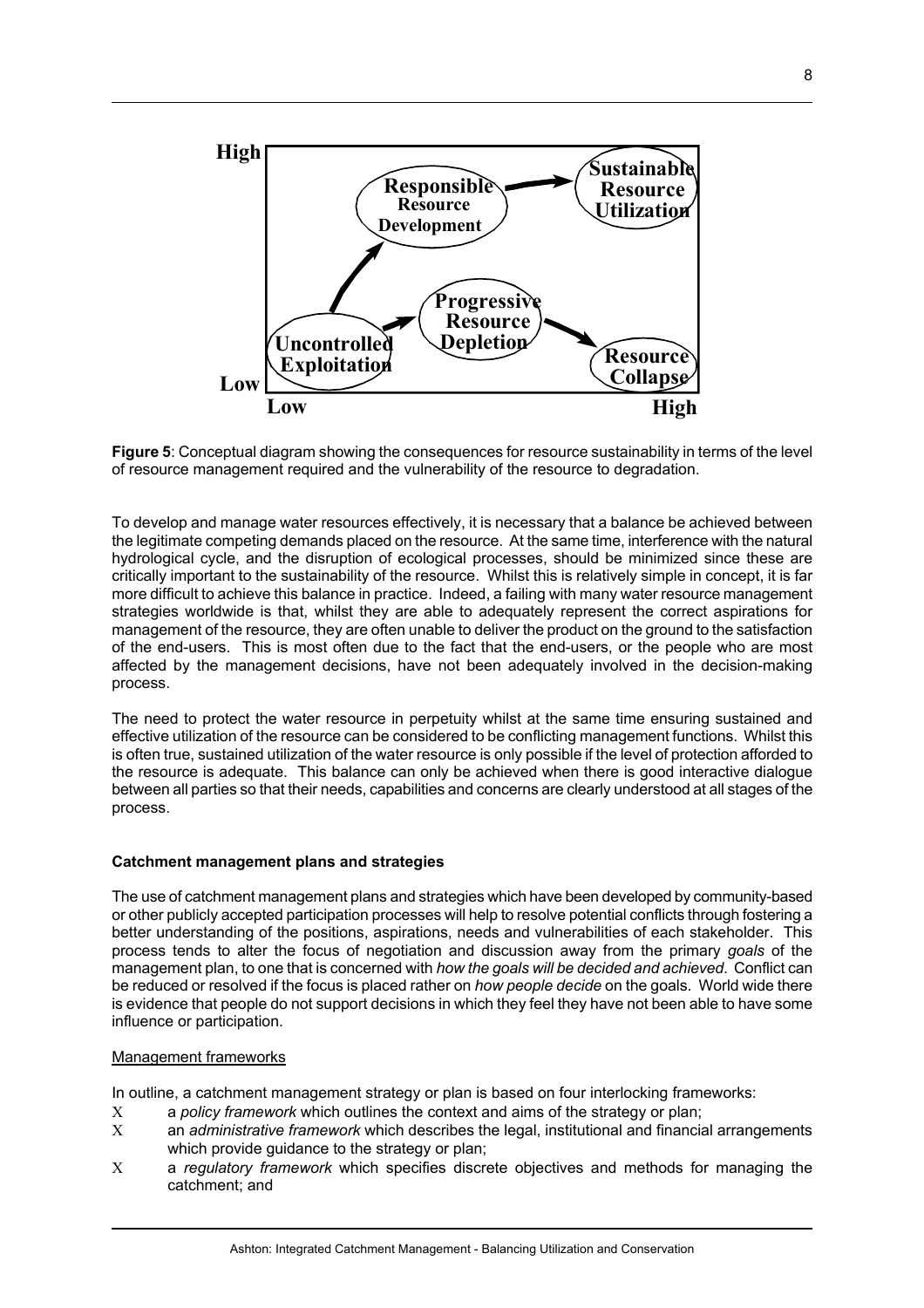**Figure 5**: Conceptual diagram showing the consequences for resource sustainability in terms of the level of resource management required and the vulnerability of the resource to degradation.

To develop and manage water resources effectively, it is necessary that a balance be achieved between the legitimate competing demands placed on the resource. At the same time, interference with the natural hydrological cycle, and the disruption of ecological processes, should be minimized since these are critically important to the sustainability of the resource. Whilst this is relatively simple in concept, it is far more difficult to achieve this balance in practice. Indeed, a failing with many water resource management strategies worldwide is that, whilst they are able to adequately represent the correct aspirations for management of the resource, they are often unable to deliver the product on the ground to the satisfaction of the end-users. This is most often due to the fact that the end-users, or the people who are most affected by the management decisions, have not been adequately involved in the decision-making process.

The need to protect the water resource in perpetuity whilst at the same time ensuring sustained and effective utilization of the resource can be considered to be conflicting management functions. Whilst this is often true, sustained utilization of the water resource is only possible if the level of protection afforded to the resource is adequate. This balance can only be achieved when there is good interactive dialogue between all parties so that their needs, capabilities and concerns are clearly understood at all stages of the process.

**Catchment management plans and strategies**

The use of catchment management plans and strategies which have been developed by community-based or other publicly accepted participation processes will help to resolve potential conflicts through fostering a better understanding of the positions, aspirations, needs and vulnerabilities of each stakeholder. This process tends to alter the focus of negotiation and discussion away from the primary *goals* of the management plan, to one that is concerned with *how the goals will be decided and achieved*. Conflict can be reduced or resolved if the focus is placed rather on *how people decide* on the goals. World wide there is evidence that people do not support decisions in which they feel they have not been able to have some influence or participation.

Management frameworks

In outline, a catchment management strategy or plan is based on four interlocking frameworks:

- a *policy framework* which outlines the context and aims of the strategy or plan;
- an *administrative framework* which describes the legal, institutional and financial arrangements which provide guidance to the strategy or plan;
- a *regulatory framework* which specifies discrete objectives and methods for managing the catchment; and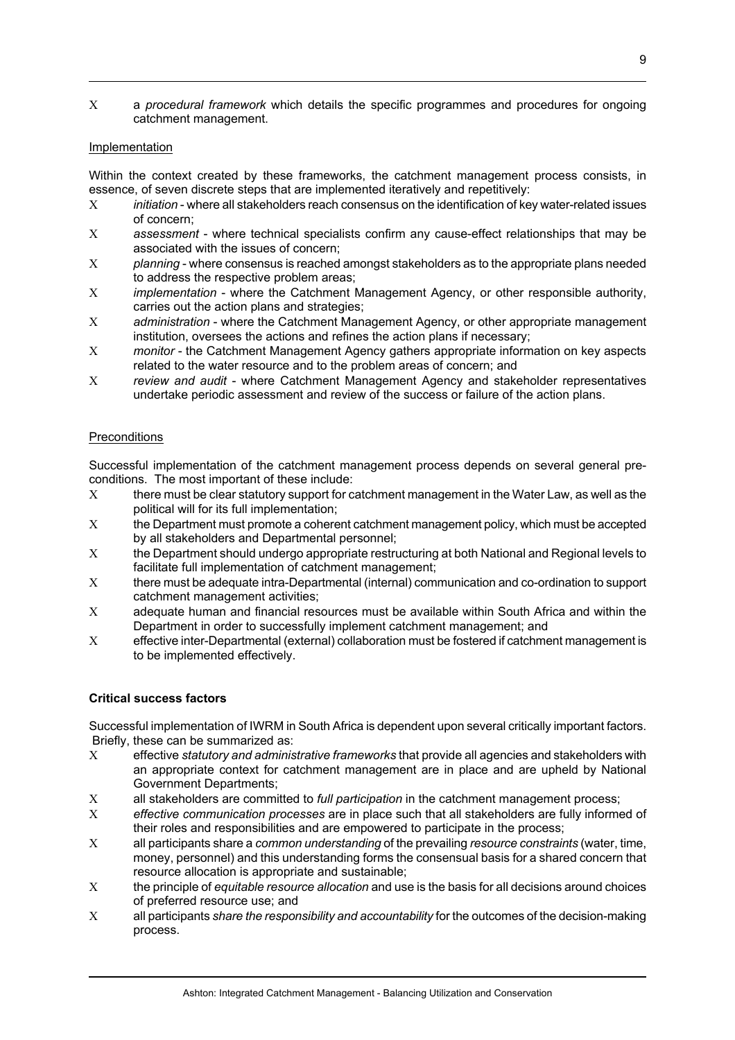- a *procedural framework* which details the specific programmes and procedures for ongoing catchment management.

Implementation

Within the context created by these frameworks, the catchment management process consists, in essence, of seven discrete steps that are implemented iteratively and repetitively:

- *initiation* - where all stakeholders reach consensus on the identification of key water-related issues of concern;
- *assessment* - where technical specialists confirm any cause-effect relationships that may be associated with the issues of concern;
- *planning* - where consensus is reached amongst stakeholders as to the appropriate plans needed to address the respective problem areas;
- *implementation* - where the Catchment Management Agency, or other responsible authority, carries out the action plans and strategies;
- *administration* - where the Catchment Management Agency, or other appropriate management institution, oversees the actions and refines the action plans if necessary;
- *monitor* - the Catchment Management Agency gathers appropriate information on key aspects related to the water resource and to the problem areas of concern; and
- *review and audit* - where Catchment Management Agency and stakeholder representatives undertake periodic assessment and review of the success or failure of the action plans.

Preconditions

Successful implementation of the catchment management process depends on several general pre-conditions. The most important of these include:

- there must be clear statutory support for catchment management in the Water Law, as well as the political will for its full implementation;
- the Department must promote a coherent catchment management policy, which must be accepted by all stakeholders and Departmental personnel;
- the Department should undergo appropriate restructuring at both National and Regional levels to facilitate full implementation of catchment management;
- there must be adequate intra-Departmental (internal) communication and co-ordination to support catchment management activities;
- adequate human and financial resources must be available within South Africa and within the Department in order to successfully implement catchment management; and
- effective inter-Departmental (external) collaboration must be fostered if catchment management is to be implemented effectively.

**Critical success factors**

Successful implementation of IWRM in South Africa is dependent upon several critically important factors. Briefly, these can be summarized as:

- effective *statutory and administrative frameworks* that provide all agencies and stakeholders with an appropriate context for catchment management are in place and are upheld by National Government Departments;
- all stakeholders are committed to *full participation* in the catchment management process;
- *effective communication processes* are in place such that all stakeholders are fully informed of their roles and responsibilities and are empowered to participate in the process;
- all participants share a *common understanding* of the prevailing *resource constraints* (water, time, money, personnel) and this understanding forms the consensual basis for a shared concern that resource allocation is appropriate and sustainable;
- the principle of *equitable resource allocation* and use is the basis for all decisions around choices of preferred resource use; and
- all participants *share the responsibility and accountability* for the outcomes of the decision-making process.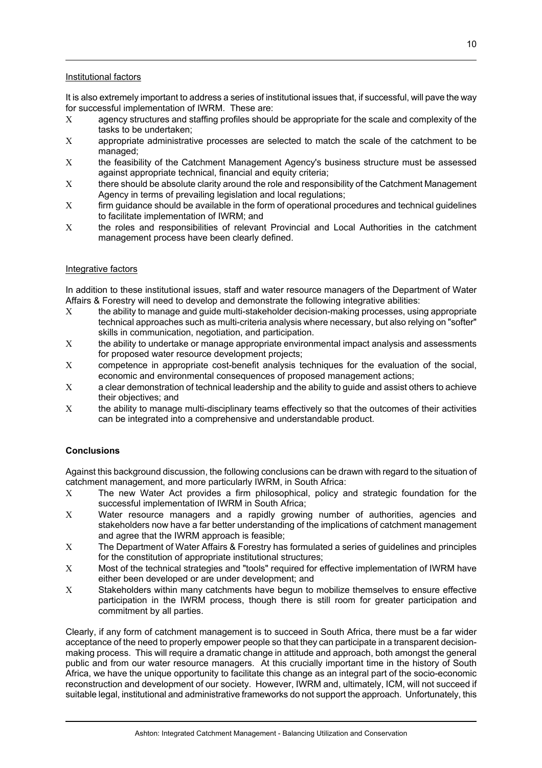Institutional factors

It is also extremely important to address a series of institutional issues that, if successful, will pave the way for successful implementation of IWRM. These are:

- agency structures and staffing profiles should be appropriate for the scale and complexity of the tasks to be undertaken;
- appropriate administrative processes are selected to match the scale of the catchment to be managed;
- the feasibility of the Catchment Management Agency's business structure must be assessed against appropriate technical, financial and equity criteria;
- there should be absolute clarity around the role and responsibility of the Catchment Management Agency in terms of prevailing legislation and local regulations;
- firm guidance should be available in the form of operational procedures and technical guidelines to facilitate implementation of IWRM; and
- the roles and responsibilities of relevant Provincial and Local Authorities in the catchment management process have been clearly defined.

Integrative factors

In addition to these institutional issues, staff and water resource managers of the Department of Water Affairs & Forestry will need to develop and demonstrate the following integrative abilities:

- the ability to manage and guide multi-stakeholder decision-making processes, using appropriate technical approaches such as multi-criteria analysis where necessary, but also relying on "softer" skills in communication, negotiation, and participation.
- the ability to undertake or manage appropriate environmental impact analysis and assessments for proposed water resource development projects;
- competence in appropriate cost-benefit analysis techniques for the evaluation of the social, economic and environmental consequences of proposed management actions;
- a clear demonstration of technical leadership and the ability to guide and assist others to achieve their objectives; and
- the ability to manage multi-disciplinary teams effectively so that the outcomes of their activities can be integrated into a comprehensive and understandable product.

**Conclusions**

Against this background discussion, the following conclusions can be drawn with regard to the situation of catchment management, and more particularly IWRM, in South Africa:

- The new Water Act provides a firm philosophical, policy and strategic foundation for the successful implementation of IWRM in South Africa;
- Water resource managers and a rapidly growing number of authorities, agencies and stakeholders now have a far better understanding of the implications of catchment management and agree that the IWRM approach is feasible;
- The Department of Water Affairs & Forestry has formulated a series of guidelines and principles for the constitution of appropriate institutional structures;
- Most of the technical strategies and "tools" required for effective implementation of IWRM have either been developed or are under development; and
- Stakeholders within many catchments have begun to mobilize themselves to ensure effective participation in the IWRM process, though there is still room for greater participation and commitment by all parties.

Clearly, if any form of catchment management is to succeed in South Africa, there must be a far wider acceptance of the need to properly empower people so that they can participate in a transparent decision-making process. This will require a dramatic change in attitude and approach, both amongst the general public and from our water resource managers. At this crucially important time in the history of South Africa, we have the unique opportunity to facilitate this change as an integral part of the socio-economic reconstruction and development of our society. However, IWRM and, ultimately, ICM, will not succeed if suitable legal, institutional and administrative frameworks do not support the approach. Unfortunately, this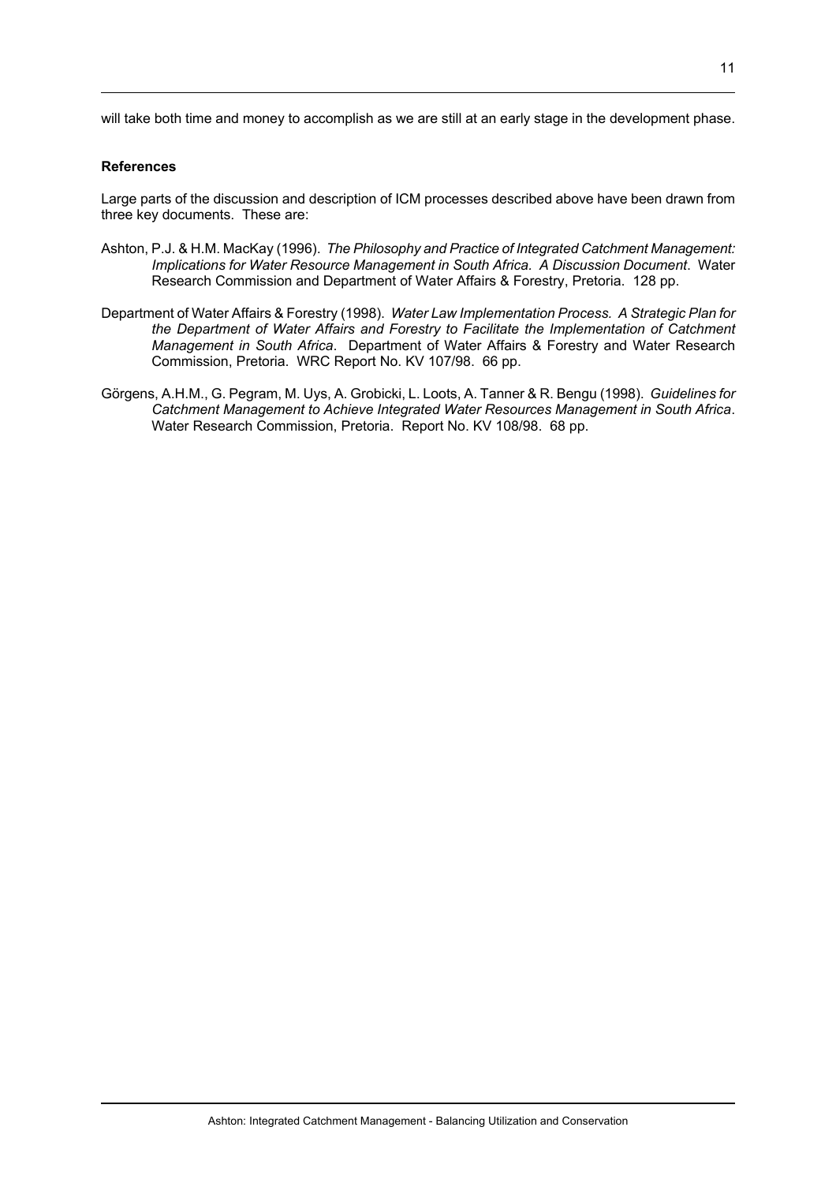will take both time and money to accomplish as we are still at an early stage in the development phase.

**References**

Large parts of the discussion and description of ICM processes described above have been drawn from three key documents. These are:

Ashton, P.J. & H.M. MacKay (1996). *The Philosophy and Practice of Integrated Catchment Management: Implications for Water Resource Management in South Africa. A Discussion Document*. Water Research Commission and Department of Water Affairs & Forestry, Pretoria. 128 pp.

Department of Water Affairs & Forestry (1998). *Water Law Implementation Process. A Strategic Plan for the Department of Water Affairs and Forestry to Facilitate the Implementation of Catchment Management in South Africa*. Department of Water Affairs & Forestry and Water Research Commission, Pretoria. WRC Report No. KV 107/98. 66 pp.

Görgens, A.H.M., G. Pegram, M. Uys, A. Grobicki, L. Loots, A. Tanner & R. Bengu (1998). *Guidelines for Catchment Management to Achieve Integrated Water Resources Management in South Africa*. Water Research Commission, Pretoria. Report No. KV 108/98. 68 pp.